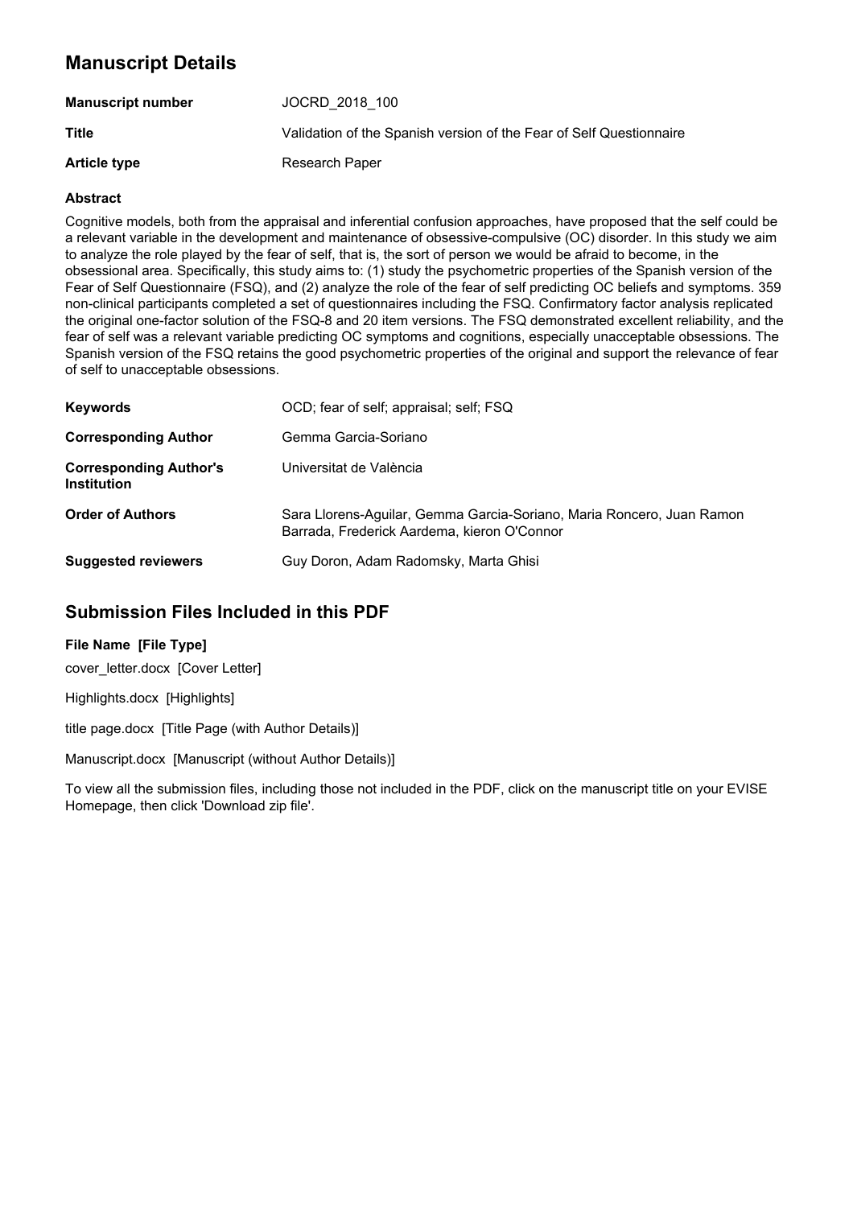## Manuscript Details

| | |
|---|---|
| **Manuscript number** | JOCRD_2018_100 |
| **Title** | Validation of the Spanish version of the Fear of Self Questionnaire |
| **Article type** | Research Paper |

#### Abstract

Cognitive models, both from the appraisal and inferential confusion approaches, have proposed that the self could be a relevant variable in the development and maintenance of obsessive-compulsive (OC) disorder. In this study we aim to analyze the role played by the fear of self, that is, the sort of person we would be afraid to become, in the obsessional area. Specifically, this study aims to: (1) study the psychometric properties of the Spanish version of the Fear of Self Questionnaire (FSQ), and (2) analyze the role of the fear of self predicting OC beliefs and symptoms. 359 non-clinical participants completed a set of questionnaires including the FSQ. Confirmatory factor analysis replicated the original one-factor solution of the FSQ-8 and 20 item versions. The FSQ demonstrated excellent reliability, and the fear of self was a relevant variable predicting OC symptoms and cognitions, especially unacceptable obsessions. The Spanish version of the FSQ retains the good psychometric properties of the original and support the relevance of fear of self to unacceptable obsessions.

| | |
|---|---|
| **Keywords** | OCD; fear of self; appraisal; self; FSQ |
| **Corresponding Author** | Gemma Garcia-Soriano |
| **Corresponding Author's Institution** | Universitat de València |
| **Order of Authors** | Sara Llorens-Aguilar, Gemma Garcia-Soriano, Maria Roncero, Juan Ramon Barrada, Frederick Aardema, kieron O'Connor |
| **Suggested reviewers** | Guy Doron, Adam Radomsky, Marta Ghisi |

## Submission Files Included in this PDF

**File Name [File Type]**

cover_letter.docx [Cover Letter]

Highlights.docx [Highlights]

title page.docx [Title Page (with Author Details)]

Manuscript.docx [Manuscript (without Author Details)]

To view all the submission files, including those not included in the PDF, click on the manuscript title on your EVISE Homepage, then click 'Download zip file'.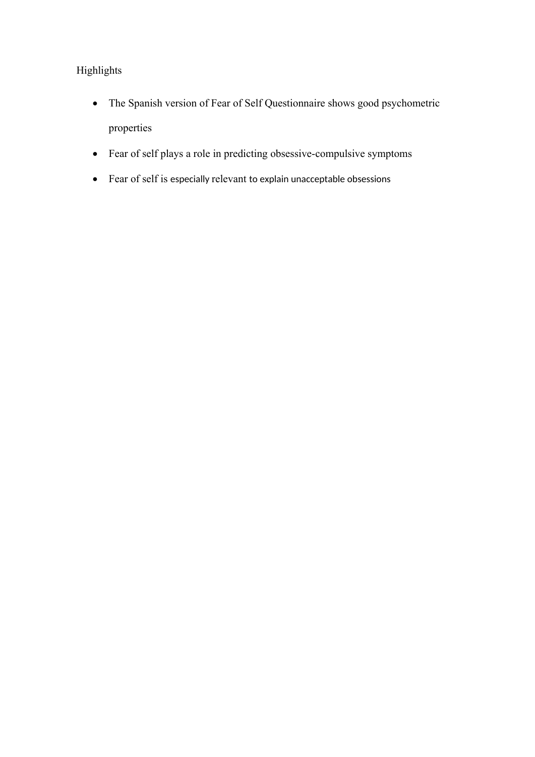Highlights

- The Spanish version of Fear of Self Questionnaire shows good psychometric properties
- Fear of self plays a role in predicting obsessive-compulsive symptoms
- Fear of self is especially relevant to explain unacceptable obsessions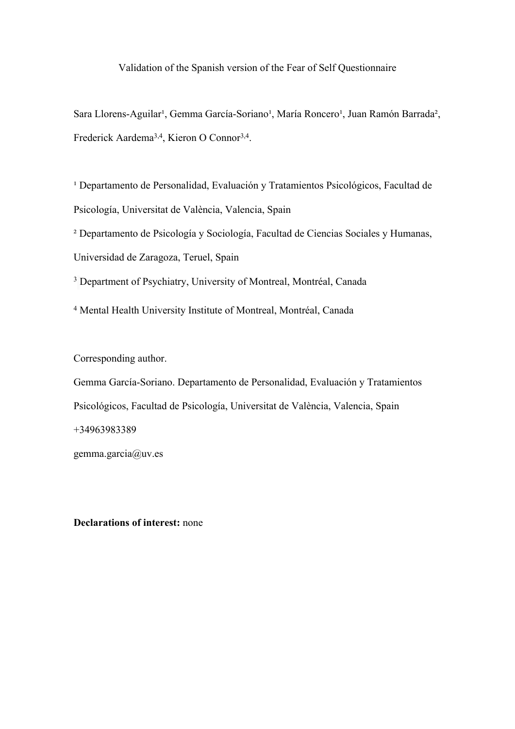Validation of the Spanish version of the Fear of Self Questionnaire

Sara Llorens-Aguilar[1], Gemma García-Soriano[1], María Roncero[1], Juan Ramón Barrada[2], Frederick Aardema[3,4], Kieron O Connor[3,4].

[1] Departamento de Personalidad, Evaluación y Tratamientos Psicológicos, Facultad de Psicología, Universitat de València, Valencia, Spain

[2] Departamento de Psicología y Sociología, Facultad de Ciencias Sociales y Humanas, Universidad de Zaragoza, Teruel, Spain

[3] Department of Psychiatry, University of Montreal, Montréal, Canada

[4] Mental Health University Institute of Montreal, Montréal, Canada

Corresponding author.

Gemma García-Soriano. Departamento de Personalidad, Evaluación y Tratamientos Psicológicos, Facultad de Psicología, Universitat de València, Valencia, Spain

+34963983389

gemma.garcia@uv.es

**Declarations of interest:** none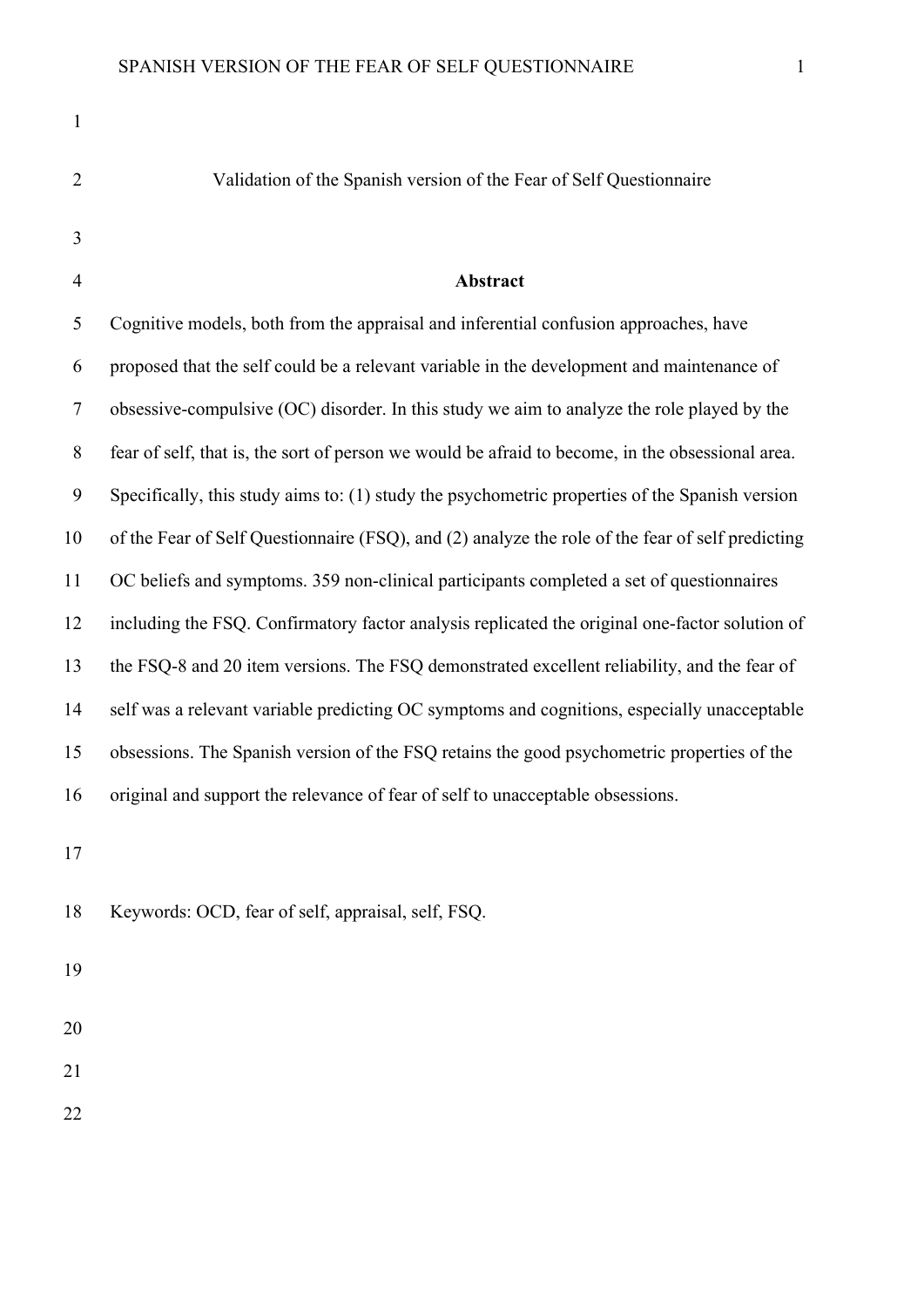# Validation of the Spanish version of the Fear of Self Questionnaire

## Abstract

Cognitive models, both from the appraisal and inferential confusion approaches, have proposed that the self could be a relevant variable in the development and maintenance of obsessive-compulsive (OC) disorder. In this study we aim to analyze the role played by the fear of self, that is, the sort of person we would be afraid to become, in the obsessional area. Specifically, this study aims to: (1) study the psychometric properties of the Spanish version of the Fear of Self Questionnaire (FSQ), and (2) analyze the role of the fear of self predicting OC beliefs and symptoms. 359 non-clinical participants completed a set of questionnaires including the FSQ. Confirmatory factor analysis replicated the original one-factor solution of the FSQ-8 and 20 item versions. The FSQ demonstrated excellent reliability, and the fear of self was a relevant variable predicting OC symptoms and cognitions, especially unacceptable obsessions. The Spanish version of the FSQ retains the good psychometric properties of the original and support the relevance of fear of self to unacceptable obsessions.

Keywords: OCD, fear of self, appraisal, self, FSQ.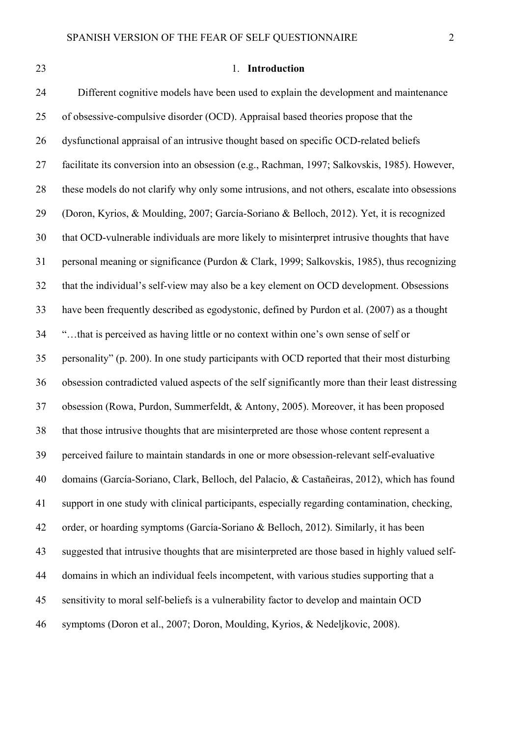## 1. **Introduction**

Different cognitive models have been used to explain the development and maintenance of obsessive-compulsive disorder (OCD). Appraisal based theories propose that the dysfunctional appraisal of an intrusive thought based on specific OCD-related beliefs facilitate its conversion into an obsession (e.g., Rachman, 1997; Salkovskis, 1985). However, these models do not clarify why only some intrusions, and not others, escalate into obsessions (Doron, Kyrios, & Moulding, 2007; García-Soriano & Belloch, 2012). Yet, it is recognized that OCD-vulnerable individuals are more likely to misinterpret intrusive thoughts that have personal meaning or significance (Purdon & Clark, 1999; Salkovskis, 1985), thus recognizing that the individual's self-view may also be a key element on OCD development. Obsessions have been frequently described as egodystonic, defined by Purdon et al. (2007) as a thought "…that is perceived as having little or no context within one's own sense of self or personality" (p. 200). In one study participants with OCD reported that their most disturbing obsession contradicted valued aspects of the self significantly more than their least distressing obsession (Rowa, Purdon, Summerfeldt, & Antony, 2005). Moreover, it has been proposed that those intrusive thoughts that are misinterpreted are those whose content represent a perceived failure to maintain standards in one or more obsession-relevant self-evaluative domains (García-Soriano, Clark, Belloch, del Palacio, & Castañeiras, 2012), which has found support in one study with clinical participants, especially regarding contamination, checking, order, or hoarding symptoms (García-Soriano & Belloch, 2012). Similarly, it has been suggested that intrusive thoughts that are misinterpreted are those based in highly valued self-domains in which an individual feels incompetent, with various studies supporting that a sensitivity to moral self-beliefs is a vulnerability factor to develop and maintain OCD symptoms (Doron et al., 2007; Doron, Moulding, Kyrios, & Nedeljkovic, 2008).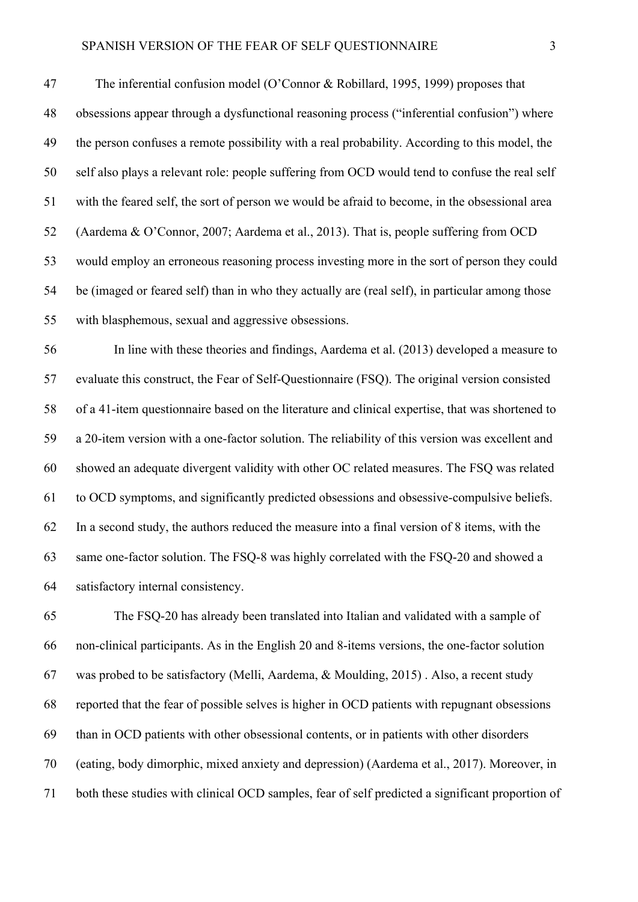The inferential confusion model (O'Connor & Robillard, 1995, 1999) proposes that obsessions appear through a dysfunctional reasoning process ("inferential confusion") where the person confuses a remote possibility with a real probability. According to this model, the self also plays a relevant role: people suffering from OCD would tend to confuse the real self with the feared self, the sort of person we would be afraid to become, in the obsessional area (Aardema & O'Connor, 2007; Aardema et al., 2013). That is, people suffering from OCD would employ an erroneous reasoning process investing more in the sort of person they could be (imaged or feared self) than in who they actually are (real self), in particular among those with blasphemous, sexual and aggressive obsessions.

In line with these theories and findings, Aardema et al. (2013) developed a measure to evaluate this construct, the Fear of Self-Questionnaire (FSQ). The original version consisted of a 41-item questionnaire based on the literature and clinical expertise, that was shortened to a 20-item version with a one-factor solution. The reliability of this version was excellent and showed an adequate divergent validity with other OC related measures. The FSQ was related to OCD symptoms, and significantly predicted obsessions and obsessive-compulsive beliefs. In a second study, the authors reduced the measure into a final version of 8 items, with the same one-factor solution. The FSQ-8 was highly correlated with the FSQ-20 and showed a satisfactory internal consistency.

The FSQ-20 has already been translated into Italian and validated with a sample of non-clinical participants. As in the English 20 and 8-items versions, the one-factor solution was probed to be satisfactory (Melli, Aardema, & Moulding, 2015) . Also, a recent study reported that the fear of possible selves is higher in OCD patients with repugnant obsessions than in OCD patients with other obsessional contents, or in patients with other disorders (eating, body dimorphic, mixed anxiety and depression) (Aardema et al., 2017). Moreover, in both these studies with clinical OCD samples, fear of self predicted a significant proportion of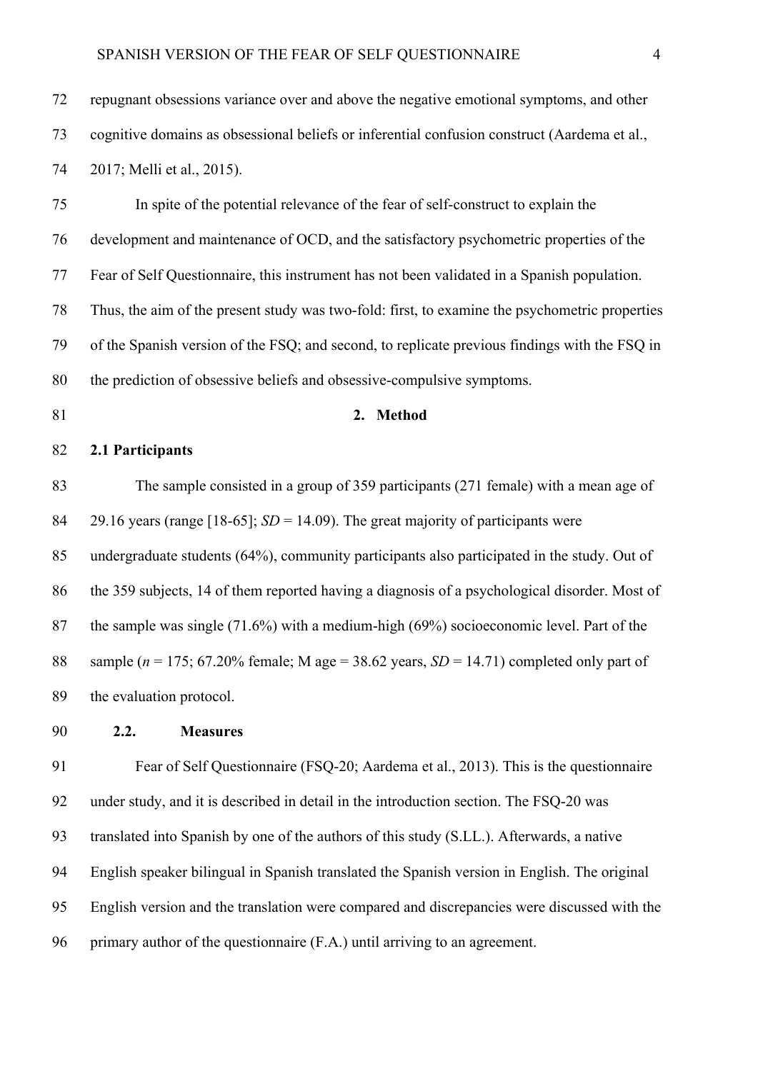repugnant obsessions variance over and above the negative emotional symptoms, and other cognitive domains as obsessional beliefs or inferential confusion construct (Aardema et al., 2017; Melli et al., 2015).

In spite of the potential relevance of the fear of self-construct to explain the development and maintenance of OCD, and the satisfactory psychometric properties of the Fear of Self Questionnaire, this instrument has not been validated in a Spanish population. Thus, the aim of the present study was two-fold: first, to examine the psychometric properties of the Spanish version of the FSQ; and second, to replicate previous findings with the FSQ in the prediction of obsessive beliefs and obsessive-compulsive symptoms.

## 2. Method

### 2.1 Participants

The sample consisted in a group of 359 participants (271 female) with a mean age of 29.16 years (range [18-65]; *SD* = 14.09). The great majority of participants were undergraduate students (64%), community participants also participated in the study. Out of the 359 subjects, 14 of them reported having a diagnosis of a psychological disorder. Most of the sample was single (71.6%) with a medium-high (69%) socioeconomic level. Part of the sample (*n* = 175; 67.20% female; M age = 38.62 years, *SD* = 14.71) completed only part of the evaluation protocol.

### 2.2. Measures

Fear of Self Questionnaire (FSQ-20; Aardema et al., 2013). This is the questionnaire under study, and it is described in detail in the introduction section. The FSQ-20 was translated into Spanish by one of the authors of this study (S.LL.). Afterwards, a native English speaker bilingual in Spanish translated the Spanish version in English. The original English version and the translation were compared and discrepancies were discussed with the primary author of the questionnaire (F.A.) until arriving to an agreement.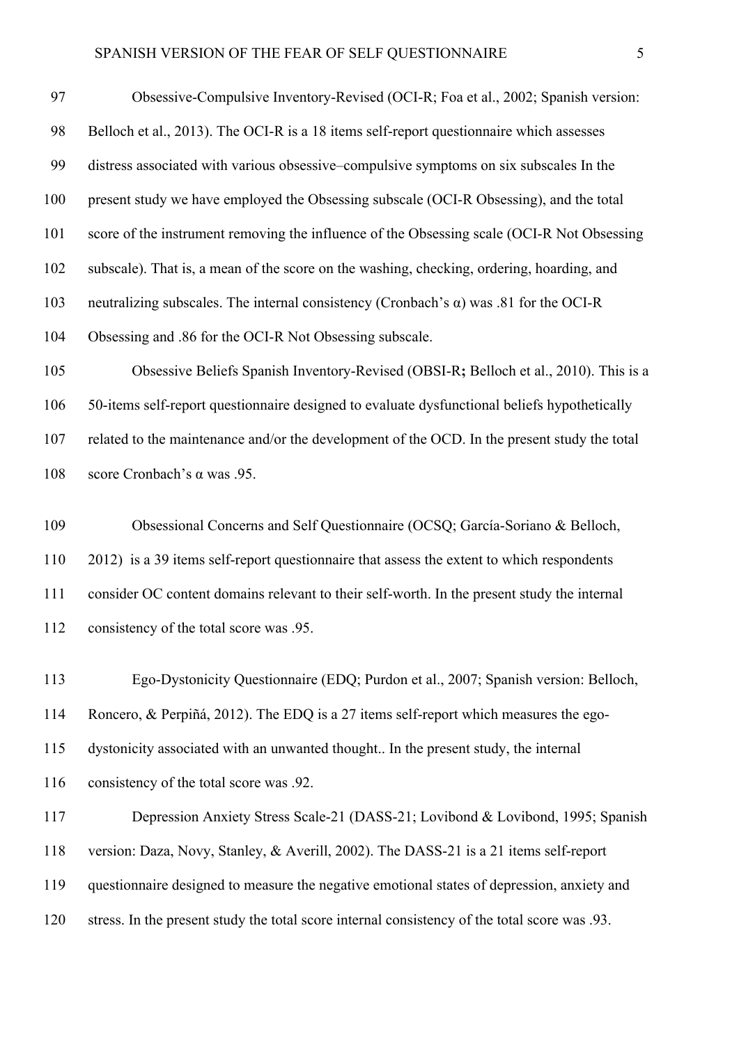Obsessive-Compulsive Inventory-Revised (OCI-R; Foa et al., 2002; Spanish version: Belloch et al., 2013). The OCI-R is a 18 items self-report questionnaire which assesses distress associated with various obsessive–compulsive symptoms on six subscales In the present study we have employed the Obsessing subscale (OCI-R Obsessing), and the total score of the instrument removing the influence of the Obsessing scale (OCI-R Not Obsessing subscale). That is, a mean of the score on the washing, checking, ordering, hoarding, and neutralizing subscales. The internal consistency (Cronbach's α) was .81 for the OCI-R Obsessing and .86 for the OCI-R Not Obsessing subscale.

Obsessive Beliefs Spanish Inventory-Revised (OBSI-R**;** Belloch et al., 2010). This is a 50-items self-report questionnaire designed to evaluate dysfunctional beliefs hypothetically related to the maintenance and/or the development of the OCD. In the present study the total score Cronbach's α was .95.

Obsessional Concerns and Self Questionnaire (OCSQ; García-Soriano & Belloch, 2012) is a 39 items self-report questionnaire that assess the extent to which respondents consider OC content domains relevant to their self-worth. In the present study the internal consistency of the total score was .95.

Ego-Dystonicity Questionnaire (EDQ; Purdon et al., 2007; Spanish version: Belloch, Roncero, & Perpiñá, 2012). The EDQ is a 27 items self-report which measures the ego-dystonicity associated with an unwanted thought.. In the present study, the internal consistency of the total score was .92.

Depression Anxiety Stress Scale-21 (DASS-21; Lovibond & Lovibond, 1995; Spanish version: Daza, Novy, Stanley, & Averill, 2002). The DASS-21 is a 21 items self-report questionnaire designed to measure the negative emotional states of depression, anxiety and stress. In the present study the total score internal consistency of the total score was .93.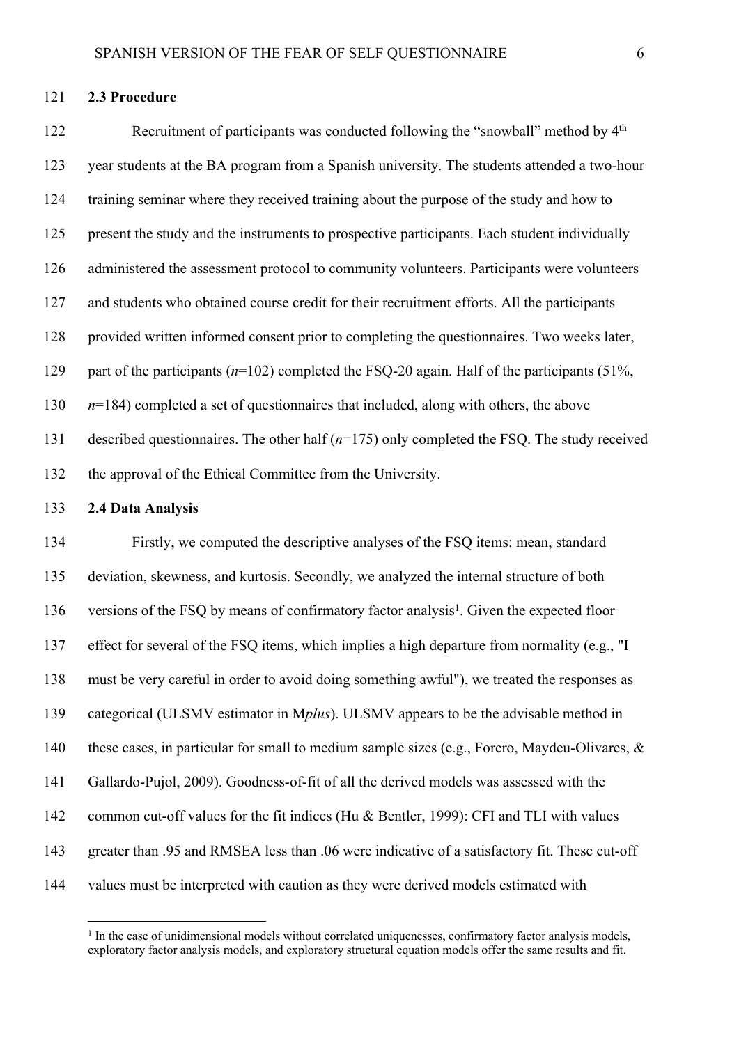### 2.3 Procedure

Recruitment of participants was conducted following the "snowball" method by 4th year students at the BA program from a Spanish university. The students attended a two-hour training seminar where they received training about the purpose of the study and how to present the study and the instruments to prospective participants. Each student individually administered the assessment protocol to community volunteers. Participants were volunteers and students who obtained course credit for their recruitment efforts. All the participants provided written informed consent prior to completing the questionnaires. Two weeks later, part of the participants ($n$=102) completed the FSQ-20 again. Half of the participants (51%, $n$=184) completed a set of questionnaires that included, along with others, the above described questionnaires. The other half ($n$=175) only completed the FSQ. The study received the approval of the Ethical Committee from the University.

### 2.4 Data Analysis

Firstly, we computed the descriptive analyses of the FSQ items: mean, standard deviation, skewness, and kurtosis. Secondly, we analyzed the internal structure of both versions of the FSQ by means of confirmatory factor analysis[1]. Given the expected floor effect for several of the FSQ items, which implies a high departure from normality (e.g., "I must be very careful in order to avoid doing something awful"), we treated the responses as categorical (ULSMV estimator in M*plus*). ULSMV appears to be the advisable method in these cases, in particular for small to medium sample sizes (e.g., Forero, Maydeu-Olivares, & Gallardo-Pujol, 2009). Goodness-of-fit of all the derived models was assessed with the common cut-off values for the fit indices (Hu & Bentler, 1999): CFI and TLI with values greater than .95 and RMSEA less than .06 were indicative of a satisfactory fit. These cut-off values must be interpreted with caution as they were derived models estimated with

[1] In the case of unidimensional models without correlated uniquenesses, confirmatory factor analysis models, exploratory factor analysis models, and exploratory structural equation models offer the same results and fit.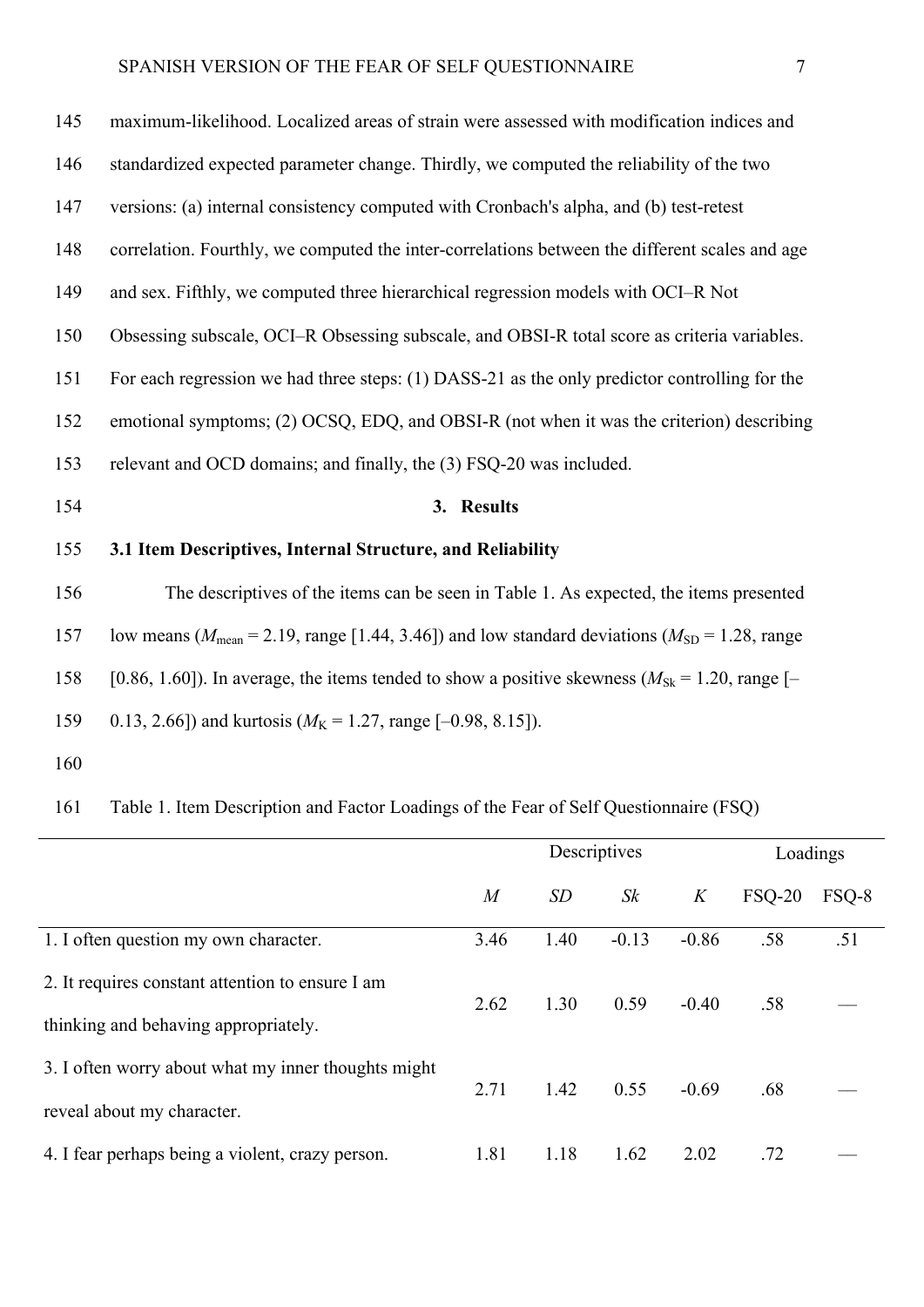maximum-likelihood. Localized areas of strain were assessed with modification indices and standardized expected parameter change. Thirdly, we computed the reliability of the two versions: (a) internal consistency computed with Cronbach's alpha, and (b) test-retest correlation. Fourthly, we computed the inter-correlations between the different scales and age and sex. Fifthly, we computed three hierarchical regression models with OCI–R Not Obsessing subscale, OCI–R Obsessing subscale, and OBSI-R total score as criteria variables. For each regression we had three steps: (1) DASS-21 as the only predictor controlling for the emotional symptoms; (2) OCSQ, EDQ, and OBSI-R (not when it was the criterion) describing relevant and OCD domains; and finally, the (3) FSQ-20 was included.

## 3. Results

### 3.1 Item Descriptives, Internal Structure, and Reliability

The descriptives of the items can be seen in Table 1. As expected, the items presented low means ($M_{\text{mean}}$ = 2.19, range [1.44, 3.46]) and low standard deviations ($M_{\text{SD}}$ = 1.28, range [0.86, 1.60]). In average, the items tended to show a positive skewness ($M_{\text{Sk}}$ = 1.20, range [–0.13, 2.66]) and kurtosis ($M_{\text{K}}$ = 1.27, range [–0.98, 8.15]).

Table 1. Item Description and Factor Loadings of the Fear of Self Questionnaire (FSQ)

| | Descriptives | | | | Loadings | |
|---|---|---|---|---|---|---|
| | *M* | *SD* | *Sk* | *K* | FSQ-20 | FSQ-8 |
| 1. I often question my own character. | 3.46 | 1.40 | -0.13 | -0.86 | .58 | .51 |
| 2. It requires constant attention to ensure I am thinking and behaving appropriately. | 2.62 | 1.30 | 0.59 | -0.40 | .58 | — |
| 3. I often worry about what my inner thoughts might reveal about my character. | 2.71 | 1.42 | 0.55 | -0.69 | .68 | — |
| 4. I fear perhaps being a violent, crazy person. | 1.81 | 1.18 | 1.62 | 2.02 | .72 | — |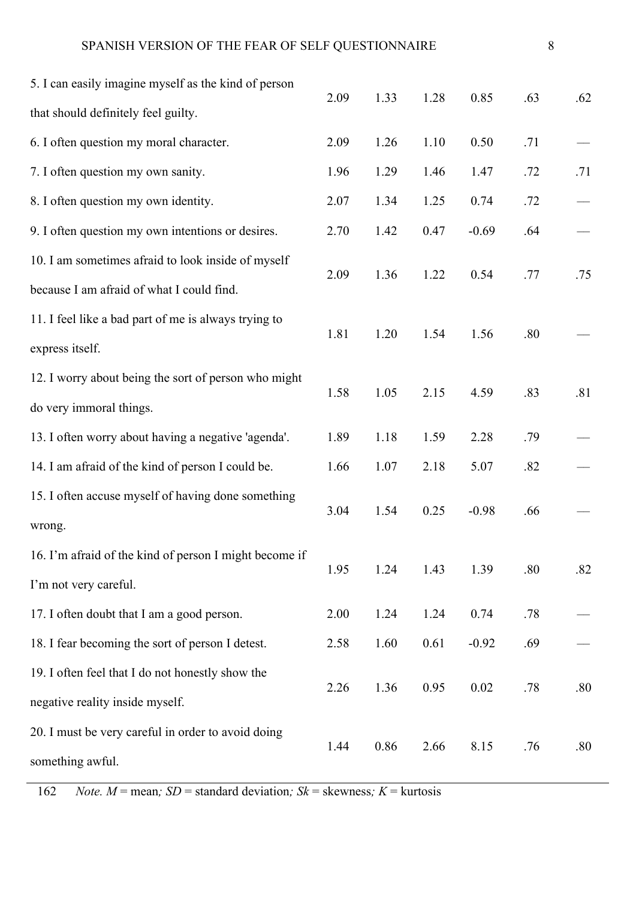| | | | | | | |
|---|---|---|---|---|---|---|
| 5. I can easily imagine myself as the kind of person that should definitely feel guilty. | 2.09 | 1.33 | 1.28 | 0.85 | .63 | .62 |
| 6. I often question my moral character. | 2.09 | 1.26 | 1.10 | 0.50 | .71 | — |
| 7. I often question my own sanity. | 1.96 | 1.29 | 1.46 | 1.47 | .72 | .71 |
| 8. I often question my own identity. | 2.07 | 1.34 | 1.25 | 0.74 | .72 | — |
| 9. I often question my own intentions or desires. | 2.70 | 1.42 | 0.47 | -0.69 | .64 | — |
| 10. I am sometimes afraid to look inside of myself because I am afraid of what I could find. | 2.09 | 1.36 | 1.22 | 0.54 | .77 | .75 |
| 11. I feel like a bad part of me is always trying to express itself. | 1.81 | 1.20 | 1.54 | 1.56 | .80 | — |
| 12. I worry about being the sort of person who might do very immoral things. | 1.58 | 1.05 | 2.15 | 4.59 | .83 | .81 |
| 13. I often worry about having a negative 'agenda'. | 1.89 | 1.18 | 1.59 | 2.28 | .79 | — |
| 14. I am afraid of the kind of person I could be. | 1.66 | 1.07 | 2.18 | 5.07 | .82 | — |
| 15. I often accuse myself of having done something wrong. | 3.04 | 1.54 | 0.25 | -0.98 | .66 | — |
| 16. I'm afraid of the kind of person I might become if I'm not very careful. | 1.95 | 1.24 | 1.43 | 1.39 | .80 | .82 |
| 17. I often doubt that I am a good person. | 2.00 | 1.24 | 1.24 | 0.74 | .78 | — |
| 18. I fear becoming the sort of person I detest. | 2.58 | 1.60 | 0.61 | -0.92 | .69 | — |
| 19. I often feel that I do not honestly show the negative reality inside myself. | 2.26 | 1.36 | 0.95 | 0.02 | .78 | .80 |
| 20. I must be very careful in order to avoid doing something awful. | 1.44 | 0.86 | 2.66 | 8.15 | .76 | .80 |

162 *Note. M* = mean*; SD* = standard deviation*; Sk* = skewness*; K* = kurtosis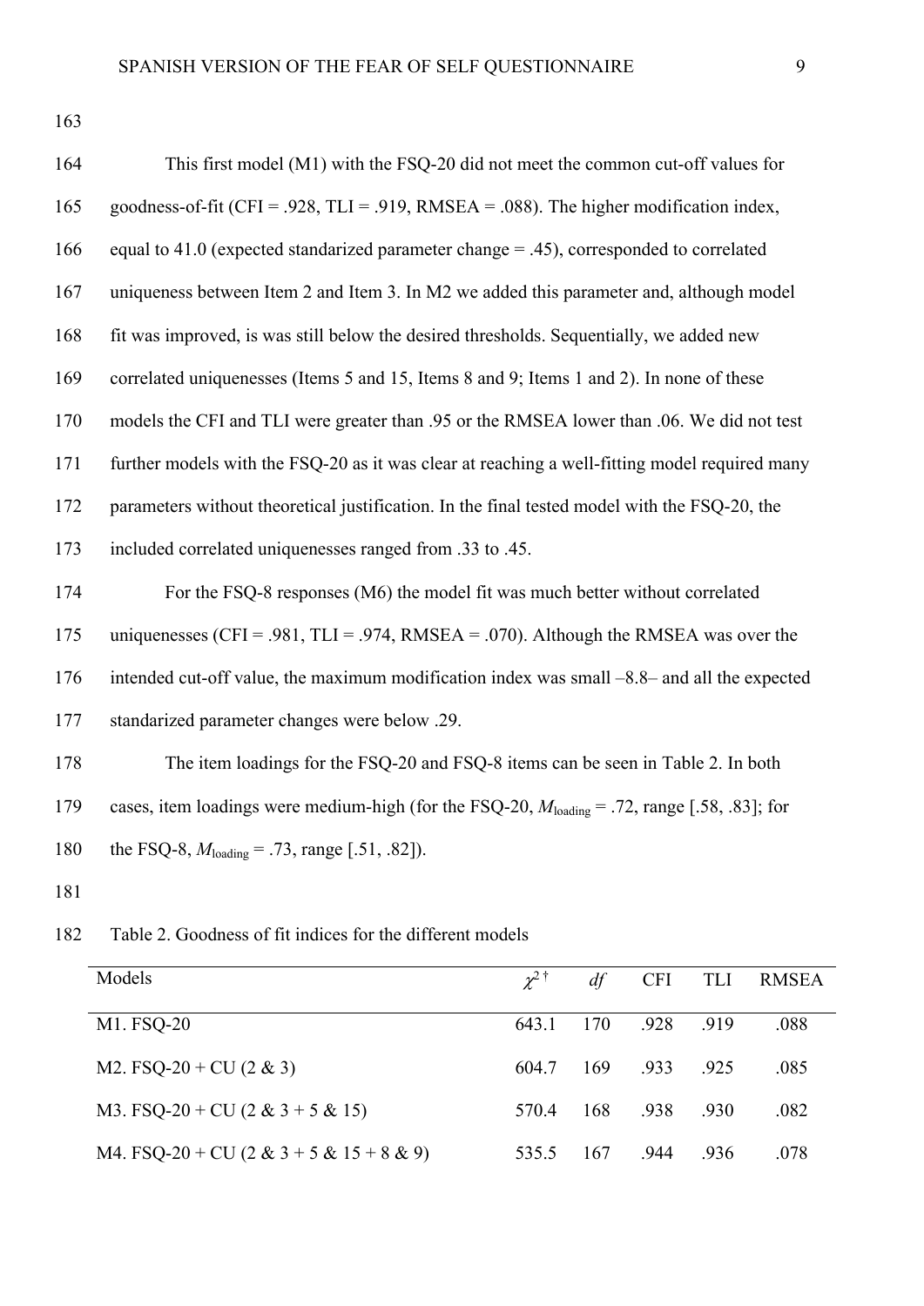This first model (M1) with the FSQ-20 did not meet the common cut-off values for goodness-of-fit (CFI = .928, TLI = .919, RMSEA = .088). The higher modification index, equal to 41.0 (expected standarized parameter change = .45), corresponded to correlated uniqueness between Item 2 and Item 3. In M2 we added this parameter and, although model fit was improved, is was still below the desired thresholds. Sequentially, we added new correlated uniquenesses (Items 5 and 15, Items 8 and 9; Items 1 and 2). In none of these models the CFI and TLI were greater than .95 or the RMSEA lower than .06. We did not test further models with the FSQ-20 as it was clear at reaching a well-fitting model required many parameters without theoretical justification. In the final tested model with the FSQ-20, the included correlated uniquenesses ranged from .33 to .45.

For the FSQ-8 responses (M6) the model fit was much better without correlated uniquenesses (CFI = .981, TLI = .974, RMSEA = .070). Although the RMSEA was over the intended cut-off value, the maximum modification index was small –8.8– and all the expected standarized parameter changes were below .29.

The item loadings for the FSQ-20 and FSQ-8 items can be seen in Table 2. In both cases, item loadings were medium-high (for the FSQ-20, $M_{\text{loading}}$ = .72, range [.58, .83]; for the FSQ-8, $M_{\text{loading}}$ = .73, range [.51, .82]).

Table 2. Goodness of fit indices for the different models

| Models | $\chi^{2\,\dagger}$ | *df* | CFI | TLI | RMSEA |
|---|---|---|---|---|---|
| M1. FSQ-20 | 643.1 | 170 | .928 | .919 | .088 |
| M2. FSQ-20 + CU (2 & 3) | 604.7 | 169 | .933 | .925 | .085 |
| M3. FSQ-20 + CU (2 & 3 + 5 & 15) | 570.4 | 168 | .938 | .930 | .082 |
| M4. FSQ-20 + CU (2 & 3 + 5 & 15 + 8 & 9) | 535.5 | 167 | .944 | .936 | .078 |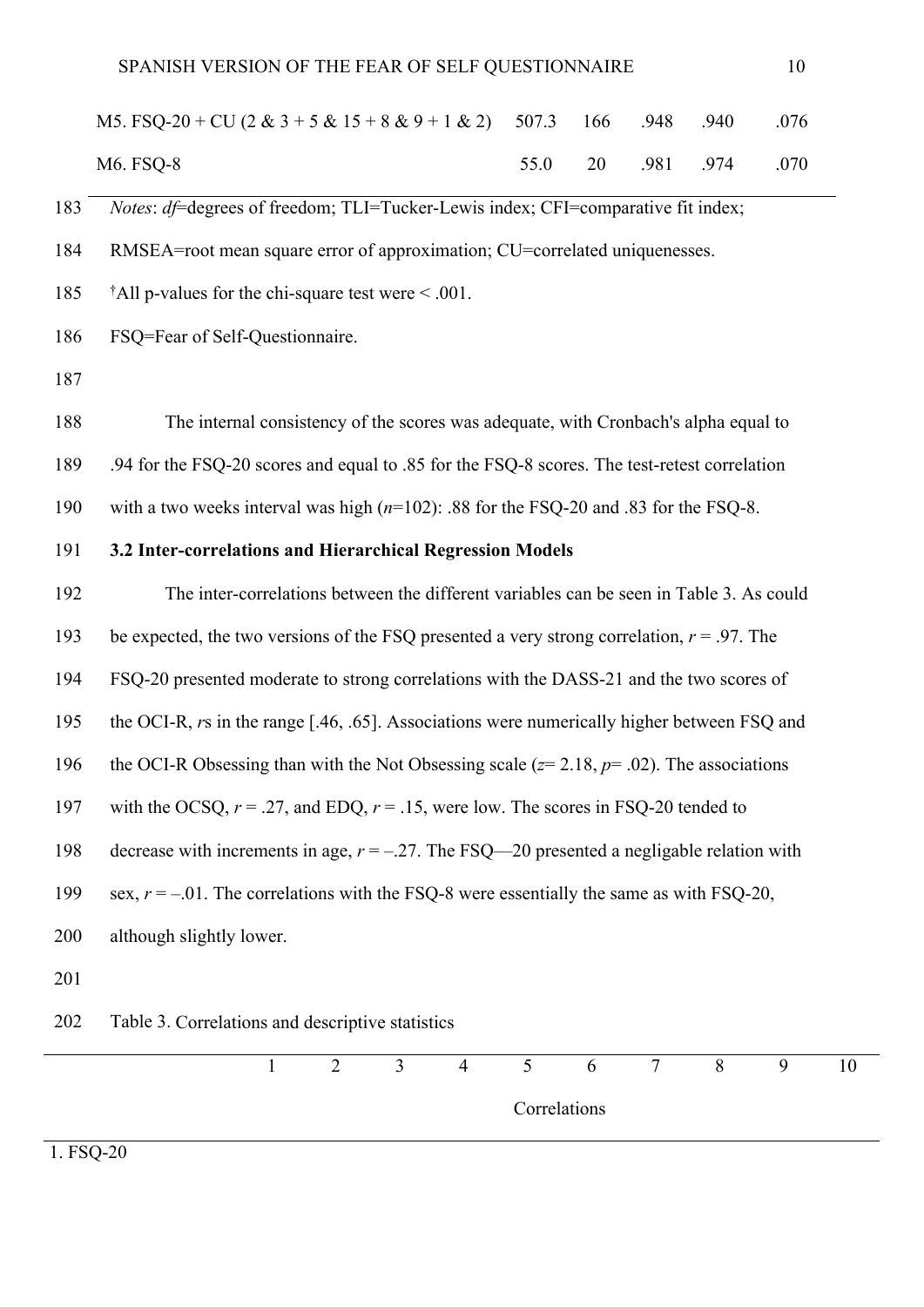| | | | | | |
|---|---|---|---|---|---|
| M5. FSQ-20 + CU (2 & 3 + 5 & 15 + 8 & 9 + 1 & 2) | 507.3 | 166 | .948 | .940 | .076 |
| M6. FSQ-8 | 55.0 | 20 | .981 | .974 | .070 |

*Notes*: *df*=degrees of freedom; TLI=Tucker-Lewis index; CFI=comparative fit index; RMSEA=root mean square error of approximation; CU=correlated uniquenesses.

†All p-values for the chi-square test were < .001.

FSQ=Fear of Self-Questionnaire.

The internal consistency of the scores was adequate, with Cronbach's alpha equal to .94 for the FSQ-20 scores and equal to .85 for the FSQ-8 scores. The test-retest correlation with a two weeks interval was high (*n*=102): .88 for the FSQ-20 and .83 for the FSQ-8.

### 3.2 Inter-correlations and Hierarchical Regression Models

The inter-correlations between the different variables can be seen in Table 3. As could be expected, the two versions of the FSQ presented a very strong correlation, $r = .97$. The FSQ-20 presented moderate to strong correlations with the DASS-21 and the two scores of the OCI-R, *r*s in the range [.46, .65]. Associations were numerically higher between FSQ and the OCI-R Obsessing than with the Not Obsessing scale ($z = 2.18$, $p = .02$). The associations with the OCSQ, $r = .27$, and EDQ, $r = .15$, were low. The scores in FSQ-20 tended to decrease with increments in age, $r = -.27$. The FSQ—20 presented a negligable relation with sex, $r = -.01$. The correlations with the FSQ-8 were essentially the same as with FSQ-20, although slightly lower.

Table 3. Correlations and descriptive statistics

| | 1 | 2 | 3 | 4 | 5 | 6 | 7 | 8 | 9 | 10 |
|---|---|---|---|---|---|---|---|---|---|---|
| | | | | | Correlations | | | | | |
| 1. FSQ-20 | | | | | | | | | | |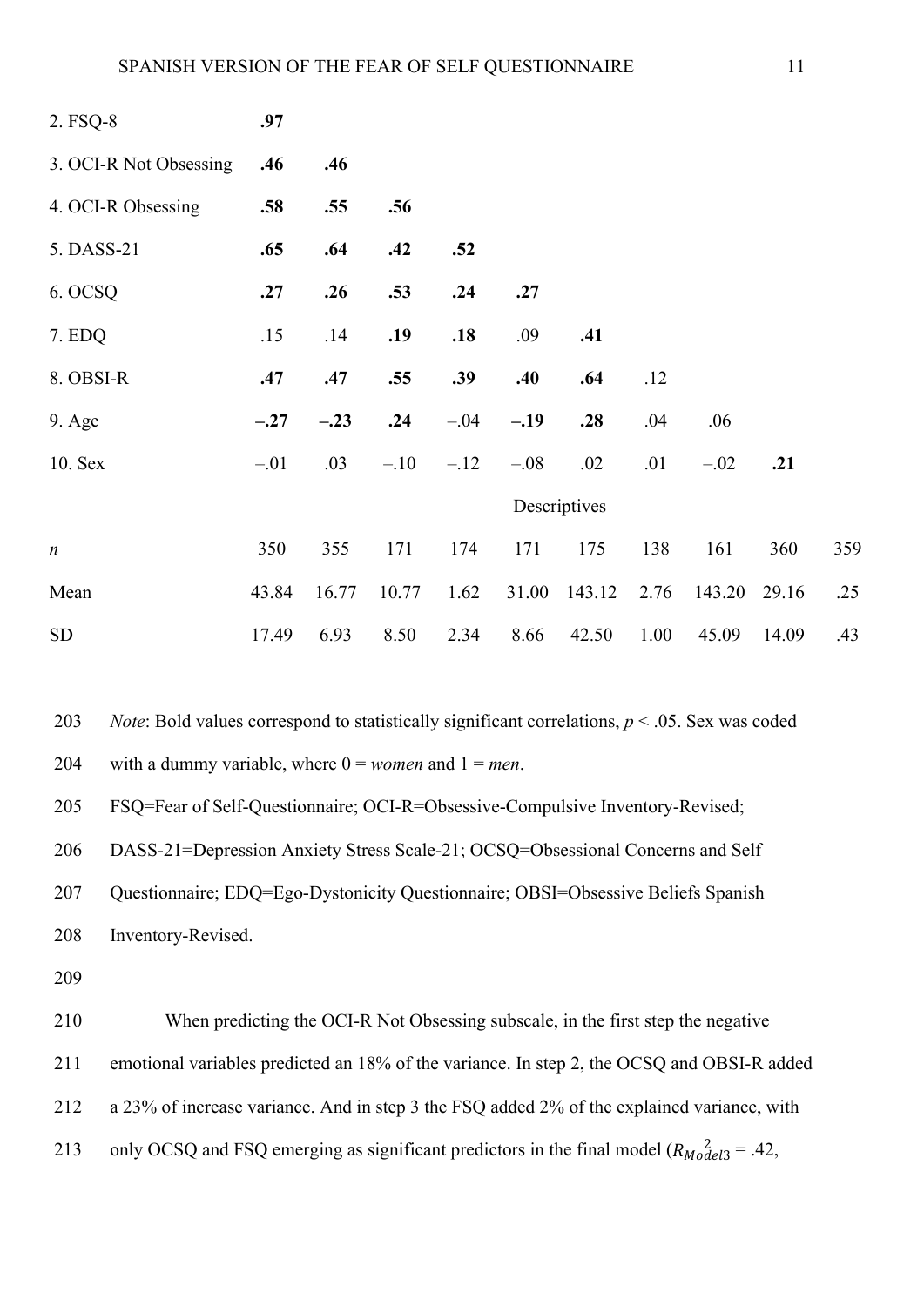|  | 1 | 2 | 3 | 4 | 5 | 6 | 7 | 8 | 9 | 10 |
|---|---|---|---|---|---|---|---|---|---|---|
| 2. FSQ-8 | **.97** |  |  |  |  |  |  |  |  |  |
| 3. OCI-R Not Obsessing | **.46** | **.46** |  |  |  |  |  |  |  |  |
| 4. OCI-R Obsessing | **.58** | **.55** | **.56** |  |  |  |  |  |  |  |
| 5. DASS-21 | **.65** | **.64** | **.42** | **.52** |  |  |  |  |  |  |
| 6. OCSQ | **.27** | **.26** | **.53** | **.24** | **.27** |  |  |  |  |  |
| 7. EDQ | .15 | .14 | **.19** | **.18** | .09 | **.41** |  |  |  |  |
| 8. OBSI-R | **.47** | **.47** | **.55** | **.39** | **.40** | **.64** | .12 |  |  |  |
| 9. Age | **–.27** | **–.23** | **.24** | –.04 | **–.19** | **.28** | .04 | .06 |  |  |
| 10. Sex | –.01 | .03 | –.10 | –.12 | –.08 | .02 | .01 | –.02 | **.21** |  |
|  |  |  |  |  | Descriptives |  |  |  |  |  |
| *n* | 350 | 355 | 171 | 174 | 171 | 175 | 138 | 161 | 360 | 359 |
| Mean | 43.84 | 16.77 | 10.77 | 1.62 | 31.00 | 143.12 | 2.76 | 143.20 | 29.16 | .25 |
| SD | 17.49 | 6.93 | 8.50 | 2.34 | 8.66 | 42.50 | 1.00 | 45.09 | 14.09 | .43 |

*Note*: Bold values correspond to statistically significant correlations, $p < .05$. Sex was coded with a dummy variable, where 0 = *women* and 1 = *men*.

FSQ=Fear of Self-Questionnaire; OCI-R=Obsessive-Compulsive Inventory-Revised; DASS-21=Depression Anxiety Stress Scale-21; OCSQ=Obsessional Concerns and Self Questionnaire; EDQ=Ego-Dystonicity Questionnaire; OBSI=Obsessive Beliefs Spanish Inventory-Revised.

When predicting the OCI-R Not Obsessing subscale, in the first step the negative emotional variables predicted an 18% of the variance. In step 2, the OCSQ and OBSI-R added a 23% of increase variance. And in step 3 the FSQ added 2% of the explained variance, with only OCSQ and FSQ emerging as significant predictors in the final model ($R^2_{Model3}$ = .42,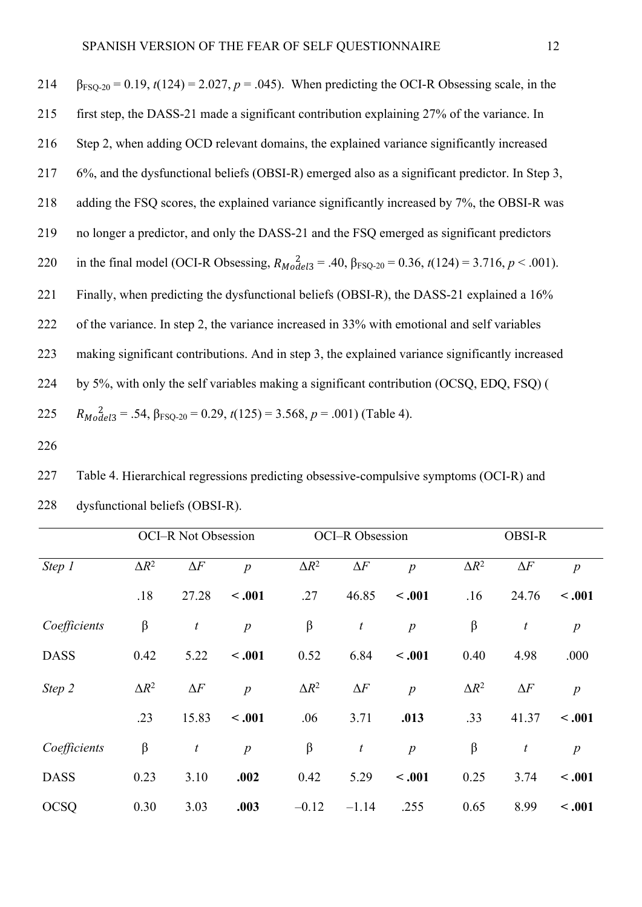$\beta_{FSQ\text{-}20} = 0.19$, $t(124) = 2.027$, $p = .045$). When predicting the OCI-R Obsessing scale, in the first step, the DASS-21 made a significant contribution explaining 27% of the variance. In Step 2, when adding OCD relevant domains, the explained variance significantly increased 6%, and the dysfunctional beliefs (OBSI-R) emerged also as a significant predictor. In Step 3, adding the FSQ scores, the explained variance significantly increased by 7%, the OBSI-R was no longer a predictor, and only the DASS-21 and the FSQ emerged as significant predictors in the final model (OCI-R Obsessing, $R^2_{Model3} = .40$, $\beta_{FSQ\text{-}20} = 0.36$, $t(124) = 3.716$, $p < .001$). Finally, when predicting the dysfunctional beliefs (OBSI-R), the DASS-21 explained a 16% of the variance. In step 2, the variance increased in 33% with emotional and self variables making significant contributions. And in step 3, the explained variance significantly increased by 5%, with only the self variables making a significant contribution (OCSQ, EDQ, FSQ) ( $R^2_{Model3} = .54$, $\beta_{FSQ\text{-}20} = 0.29$, $t(125) = 3.568$, $p = .001$) (Table 4).

Table 4. Hierarchical regressions predicting obsessive-compulsive symptoms (OCI-R) and dysfunctional beliefs (OBSI-R).

| | OCI–R Not Obsession | | | OCI–R Obsession | | | OBSI-R | | |
|---|---|---|---|---|---|---|---|---|---|
| *Step 1* | $\Delta R^2$ | $\Delta F$ | *p* | $\Delta R^2$ | $\Delta F$ | *p* | $\Delta R^2$ | $\Delta F$ | *p* |
| | .18 | 27.28 | **< .001** | .27 | 46.85 | **< .001** | .16 | 24.76 | **< .001** |
| *Coefficients* | β | *t* | *p* | β | *t* | *p* | β | *t* | *p* |
| DASS | 0.42 | 5.22 | **< .001** | 0.52 | 6.84 | **< .001** | 0.40 | 4.98 | .000 |
| *Step 2* | $\Delta R^2$ | $\Delta F$ | *p* | $\Delta R^2$ | $\Delta F$ | *p* | $\Delta R^2$ | $\Delta F$ | *p* |
| | .23 | 15.83 | **< .001** | .06 | 3.71 | **.013** | .33 | 41.37 | **< .001** |
| *Coefficients* | β | *t* | *p* | β | *t* | *p* | β | *t* | *p* |
| DASS | 0.23 | 3.10 | **.002** | 0.42 | 5.29 | **< .001** | 0.25 | 3.74 | **< .001** |
| OCSQ | 0.30 | 3.03 | **.003** | –0.12 | –1.14 | .255 | 0.65 | 8.99 | **< .001** |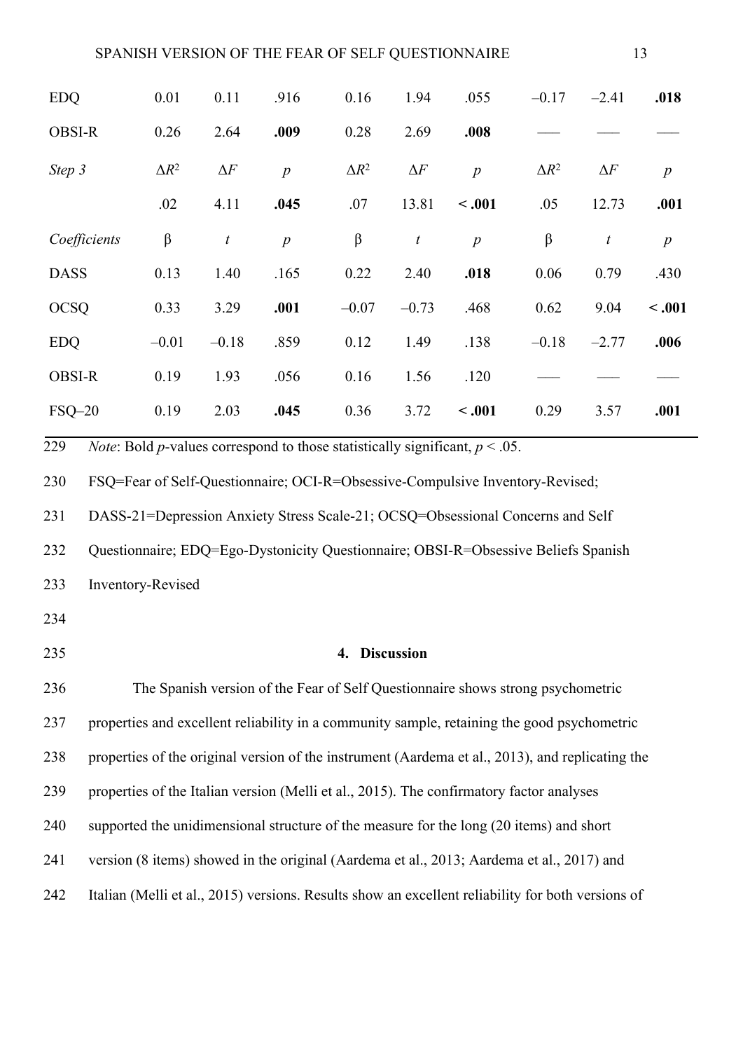| | | | | | | | | | |
|---|---|---|---|---|---|---|---|---|---|
| EDQ | 0.01 | 0.11 | .916 | 0.16 | 1.94 | .055 | –0.17 | –2.41 | **.018** |
| OBSI-R | 0.26 | 2.64 | **.009** | 0.28 | 2.69 | **.008** | —— | —— | —— |
| *Step 3* | $\Delta R^2$ | $\Delta F$ | *p* | $\Delta R^2$ | $\Delta F$ | *p* | $\Delta R^2$ | $\Delta F$ | *p* |
| | .02 | 4.11 | **.045** | .07 | 13.81 | **< .001** | .05 | 12.73 | **.001** |
| *Coefficients* | β | *t* | *p* | β | *t* | *p* | β | *t* | *p* |
| DASS | 0.13 | 1.40 | .165 | 0.22 | 2.40 | **.018** | 0.06 | 0.79 | .430 |
| OCSQ | 0.33 | 3.29 | **.001** | –0.07 | –0.73 | .468 | 0.62 | 9.04 | **< .001** |
| EDQ | –0.01 | –0.18 | .859 | 0.12 | 1.49 | .138 | –0.18 | –2.77 | **.006** |
| OBSI-R | 0.19 | 1.93 | .056 | 0.16 | 1.56 | .120 | —— | —— | —— |
| FSQ–20 | 0.19 | 2.03 | **.045** | 0.36 | 3.72 | **< .001** | 0.29 | 3.57 | **.001** |

229 *Note*: Bold *p*-values correspond to those statistically significant, $p < .05$.

230 FSQ=Fear of Self-Questionnaire; OCI-R=Obsessive-Compulsive Inventory-Revised;

231 DASS-21=Depression Anxiety Stress Scale-21; OCSQ=Obsessional Concerns and Self

232 Questionnaire; EDQ=Ego-Dystonicity Questionnaire; OBSI-R=Obsessive Beliefs Spanish

233 Inventory-Revised

234

235

## 4. Discussion

236 The Spanish version of the Fear of Self Questionnaire shows strong psychometric

237 properties and excellent reliability in a community sample, retaining the good psychometric

238 properties of the original version of the instrument (Aardema et al., 2013), and replicating the

239 properties of the Italian version (Melli et al., 2015). The confirmatory factor analyses

240 supported the unidimensional structure of the measure for the long (20 items) and short

241 version (8 items) showed in the original (Aardema et al., 2013; Aardema et al., 2017) and

242 Italian (Melli et al., 2015) versions. Results show an excellent reliability for both versions of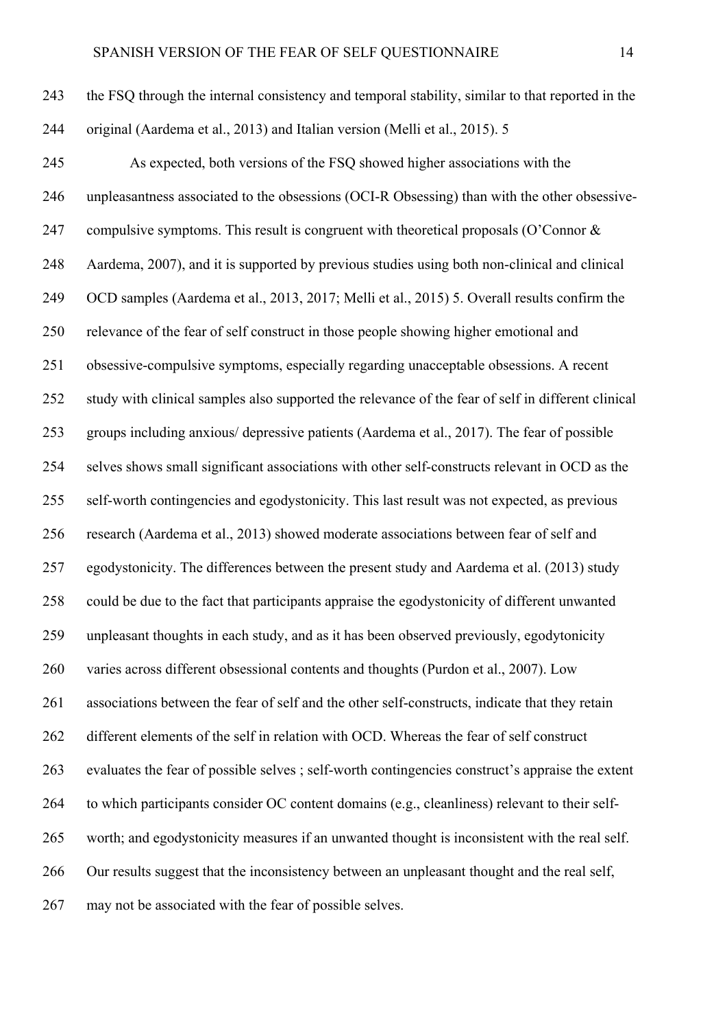the FSQ through the internal consistency and temporal stability, similar to that reported in the original (Aardema et al., 2013) and Italian version (Melli et al., 2015). 5

As expected, both versions of the FSQ showed higher associations with the unpleasantness associated to the obsessions (OCI-R Obsessing) than with the other obsessive-compulsive symptoms. This result is congruent with theoretical proposals (O'Connor & Aardema, 2007), and it is supported by previous studies using both non-clinical and clinical OCD samples (Aardema et al., 2013, 2017; Melli et al., 2015) 5. Overall results confirm the relevance of the fear of self construct in those people showing higher emotional and obsessive-compulsive symptoms, especially regarding unacceptable obsessions. A recent study with clinical samples also supported the relevance of the fear of self in different clinical groups including anxious/ depressive patients (Aardema et al., 2017). The fear of possible selves shows small significant associations with other self-constructs relevant in OCD as the self-worth contingencies and egodystonicity. This last result was not expected, as previous research (Aardema et al., 2013) showed moderate associations between fear of self and egodystonicity. The differences between the present study and Aardema et al. (2013) study could be due to the fact that participants appraise the egodystonicity of different unwanted unpleasant thoughts in each study, and as it has been observed previously, egodytonicity varies across different obsessional contents and thoughts (Purdon et al., 2007). Low associations between the fear of self and the other self-constructs, indicate that they retain different elements of the self in relation with OCD. Whereas the fear of self construct evaluates the fear of possible selves ; self-worth contingencies construct's appraise the extent to which participants consider OC content domains (e.g., cleanliness) relevant to their self-worth; and egodystonicity measures if an unwanted thought is inconsistent with the real self. Our results suggest that the inconsistency between an unpleasant thought and the real self, may not be associated with the fear of possible selves.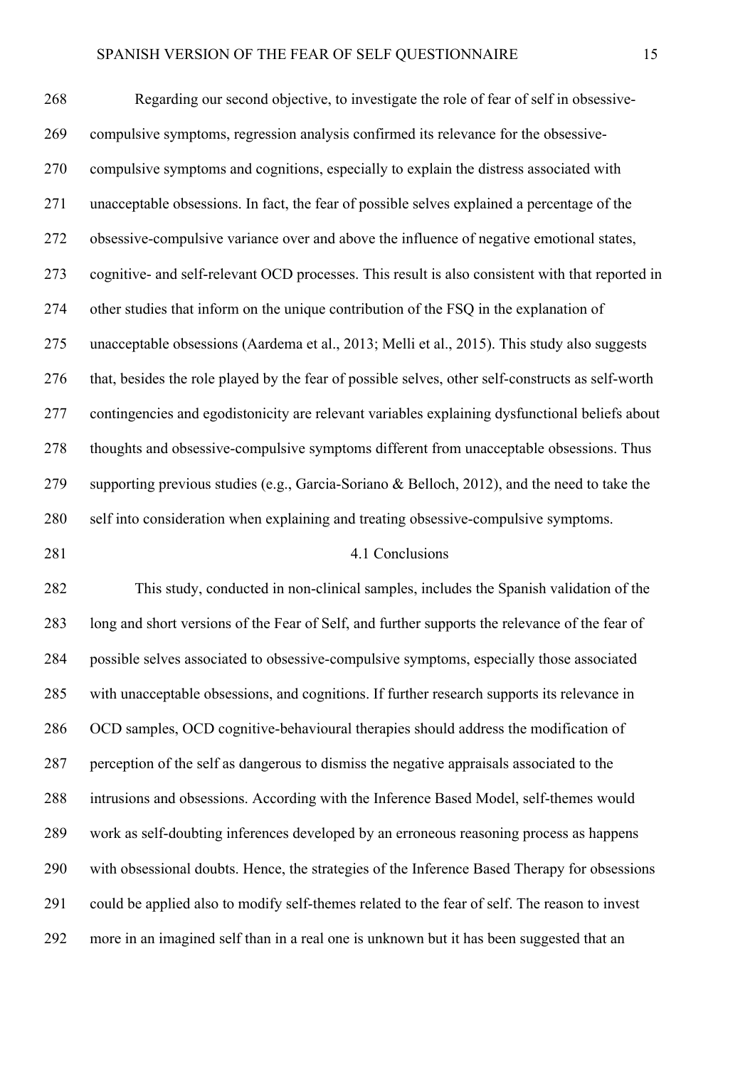Regarding our second objective, to investigate the role of fear of self in obsessive-compulsive symptoms, regression analysis confirmed its relevance for the obsessive-compulsive symptoms and cognitions, especially to explain the distress associated with unacceptable obsessions. In fact, the fear of possible selves explained a percentage of the obsessive-compulsive variance over and above the influence of negative emotional states, cognitive- and self-relevant OCD processes. This result is also consistent with that reported in other studies that inform on the unique contribution of the FSQ in the explanation of unacceptable obsessions (Aardema et al., 2013; Melli et al., 2015). This study also suggests that, besides the role played by the fear of possible selves, other self-constructs as self-worth contingencies and egodistonicity are relevant variables explaining dysfunctional beliefs about thoughts and obsessive-compulsive symptoms different from unacceptable obsessions. Thus supporting previous studies (e.g., Garcia-Soriano & Belloch, 2012), and the need to take the self into consideration when explaining and treating obsessive-compulsive symptoms.

## 4.1 Conclusions

This study, conducted in non-clinical samples, includes the Spanish validation of the long and short versions of the Fear of Self, and further supports the relevance of the fear of possible selves associated to obsessive-compulsive symptoms, especially those associated with unacceptable obsessions, and cognitions. If further research supports its relevance in OCD samples, OCD cognitive-behavioural therapies should address the modification of perception of the self as dangerous to dismiss the negative appraisals associated to the intrusions and obsessions. According with the Inference Based Model, self-themes would work as self-doubting inferences developed by an erroneous reasoning process as happens with obsessional doubts. Hence, the strategies of the Inference Based Therapy for obsessions could be applied also to modify self-themes related to the fear of self. The reason to invest more in an imagined self than in a real one is unknown but it has been suggested that an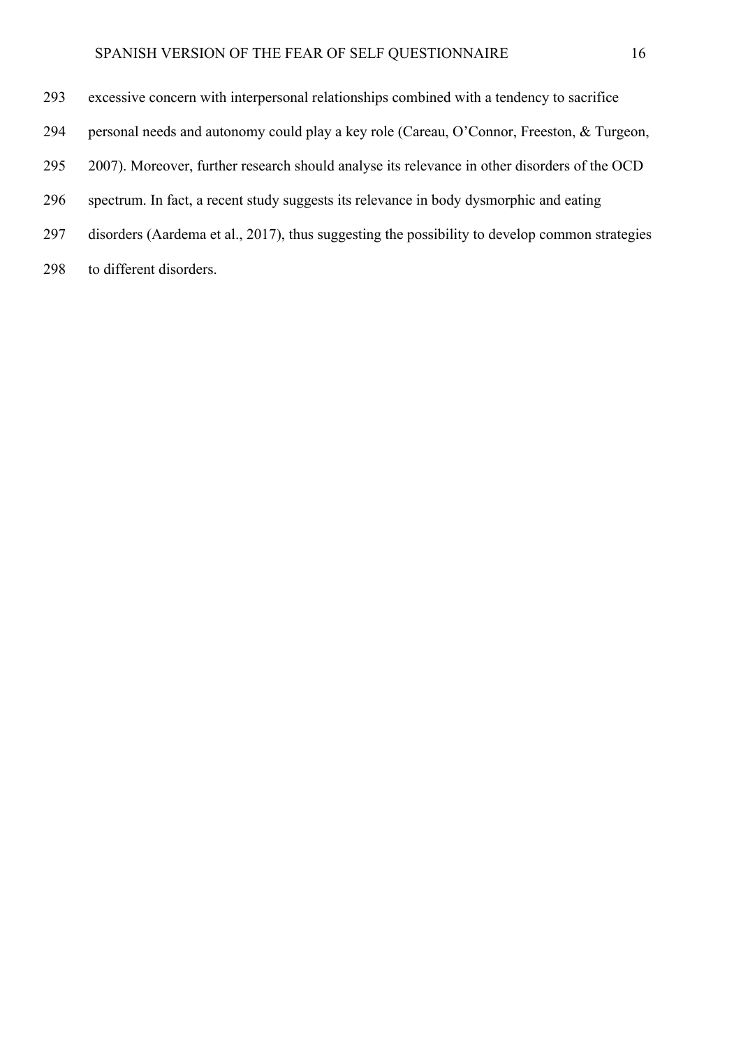excessive concern with interpersonal relationships combined with a tendency to sacrifice personal needs and autonomy could play a key role (Careau, O'Connor, Freeston, & Turgeon, 2007). Moreover, further research should analyse its relevance in other disorders of the OCD spectrum. In fact, a recent study suggests its relevance in body dysmorphic and eating disorders (Aardema et al., 2017), thus suggesting the possibility to develop common strategies to different disorders.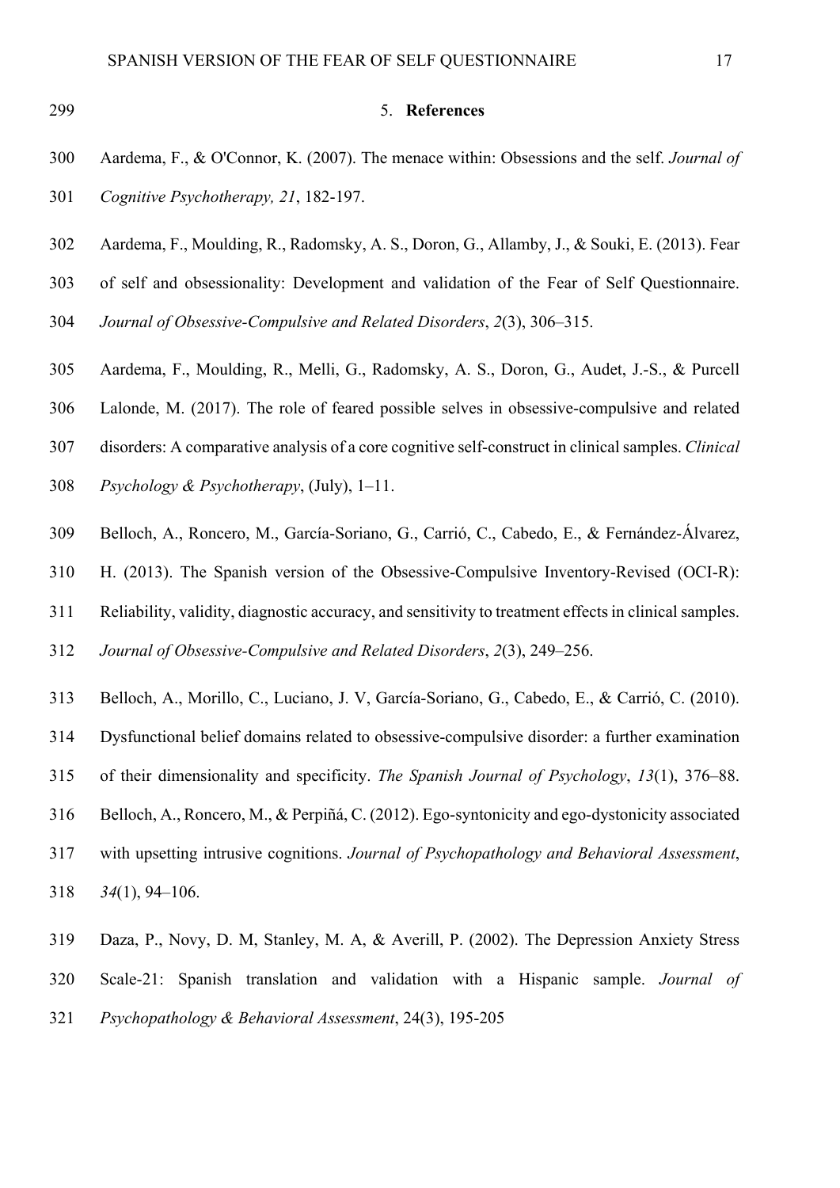## 5. **References**

Aardema, F., & O'Connor, K. (2007). The menace within: Obsessions and the self. *Journal of Cognitive Psychotherapy, 21*, 182-197.

Aardema, F., Moulding, R., Radomsky, A. S., Doron, G., Allamby, J., & Souki, E. (2013). Fear of self and obsessionality: Development and validation of the Fear of Self Questionnaire. *Journal of Obsessive-Compulsive and Related Disorders*, *2*(3), 306–315.

Aardema, F., Moulding, R., Melli, G., Radomsky, A. S., Doron, G., Audet, J.-S., & Purcell Lalonde, M. (2017). The role of feared possible selves in obsessive-compulsive and related disorders: A comparative analysis of a core cognitive self-construct in clinical samples. *Clinical Psychology & Psychotherapy*, (July), 1–11.

Belloch, A., Roncero, M., García-Soriano, G., Carrió, C., Cabedo, E., & Fernández-Álvarez, H. (2013). The Spanish version of the Obsessive-Compulsive Inventory-Revised (OCI-R): Reliability, validity, diagnostic accuracy, and sensitivity to treatment effects in clinical samples. *Journal of Obsessive-Compulsive and Related Disorders*, *2*(3), 249–256.

Belloch, A., Morillo, C., Luciano, J. V, García-Soriano, G., Cabedo, E., & Carrió, C. (2010). Dysfunctional belief domains related to obsessive-compulsive disorder: a further examination of their dimensionality and specificity. *The Spanish Journal of Psychology*, *13*(1), 376–88.

Belloch, A., Roncero, M., & Perpiñá, C. (2012). Ego-syntonicity and ego-dystonicity associated with upsetting intrusive cognitions. *Journal of Psychopathology and Behavioral Assessment*, *34*(1), 94–106.

Daza, P., Novy, D. M, Stanley, M. A, & Averill, P. (2002). The Depression Anxiety Stress Scale-21: Spanish translation and validation with a Hispanic sample. *Journal of Psychopathology & Behavioral Assessment*, 24(3), 195-205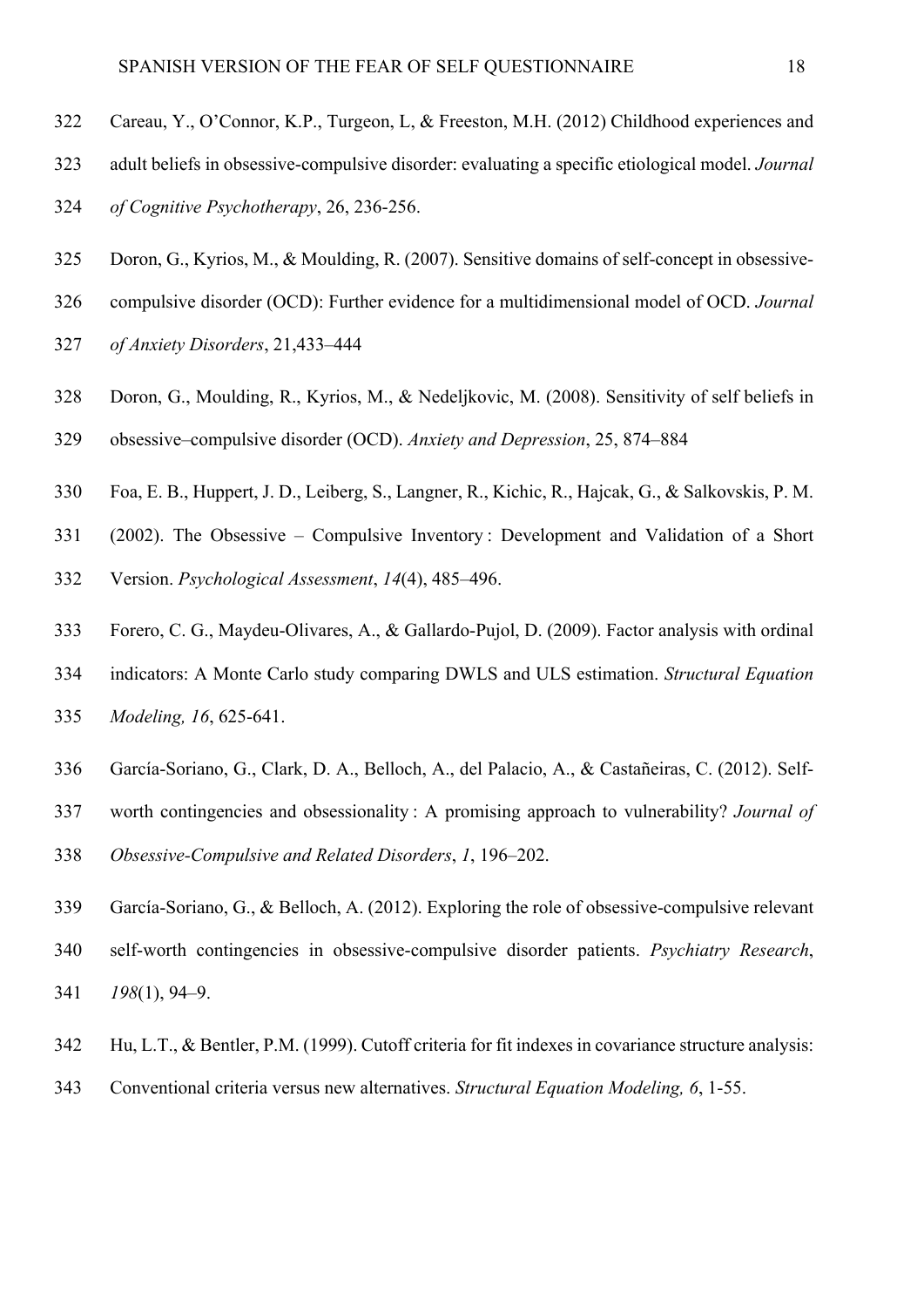Careau, Y., O'Connor, K.P., Turgeon, L, & Freeston, M.H. (2012) Childhood experiences and adult beliefs in obsessive-compulsive disorder: evaluating a specific etiological model. *Journal of Cognitive Psychotherapy*, 26, 236-256.

Doron, G., Kyrios, M., & Moulding, R. (2007). Sensitive domains of self-concept in obsessive-compulsive disorder (OCD): Further evidence for a multidimensional model of OCD. *Journal of Anxiety Disorders*, 21,433–444

Doron, G., Moulding, R., Kyrios, M., & Nedeljkovic, M. (2008). Sensitivity of self beliefs in obsessive–compulsive disorder (OCD). *Anxiety and Depression*, 25, 874–884

Foa, E. B., Huppert, J. D., Leiberg, S., Langner, R., Kichic, R., Hajcak, G., & Salkovskis, P. M. (2002). The Obsessive – Compulsive Inventory : Development and Validation of a Short Version. *Psychological Assessment*, *14*(4), 485–496.

Forero, C. G., Maydeu-Olivares, A., & Gallardo-Pujol, D. (2009). Factor analysis with ordinal indicators: A Monte Carlo study comparing DWLS and ULS estimation. *Structural Equation Modeling, 16*, 625-641.

García-Soriano, G., Clark, D. A., Belloch, A., del Palacio, A., & Castañeiras, C. (2012). Self-worth contingencies and obsessionality : A promising approach to vulnerability? *Journal of Obsessive-Compulsive and Related Disorders*, *1*, 196–202.

García-Soriano, G., & Belloch, A. (2012). Exploring the role of obsessive-compulsive relevant self-worth contingencies in obsessive-compulsive disorder patients. *Psychiatry Research*, *198*(1), 94–9.

Hu, L.T., & Bentler, P.M. (1999). Cutoff criteria for fit indexes in covariance structure analysis: Conventional criteria versus new alternatives. *Structural Equation Modeling, 6*, 1-55.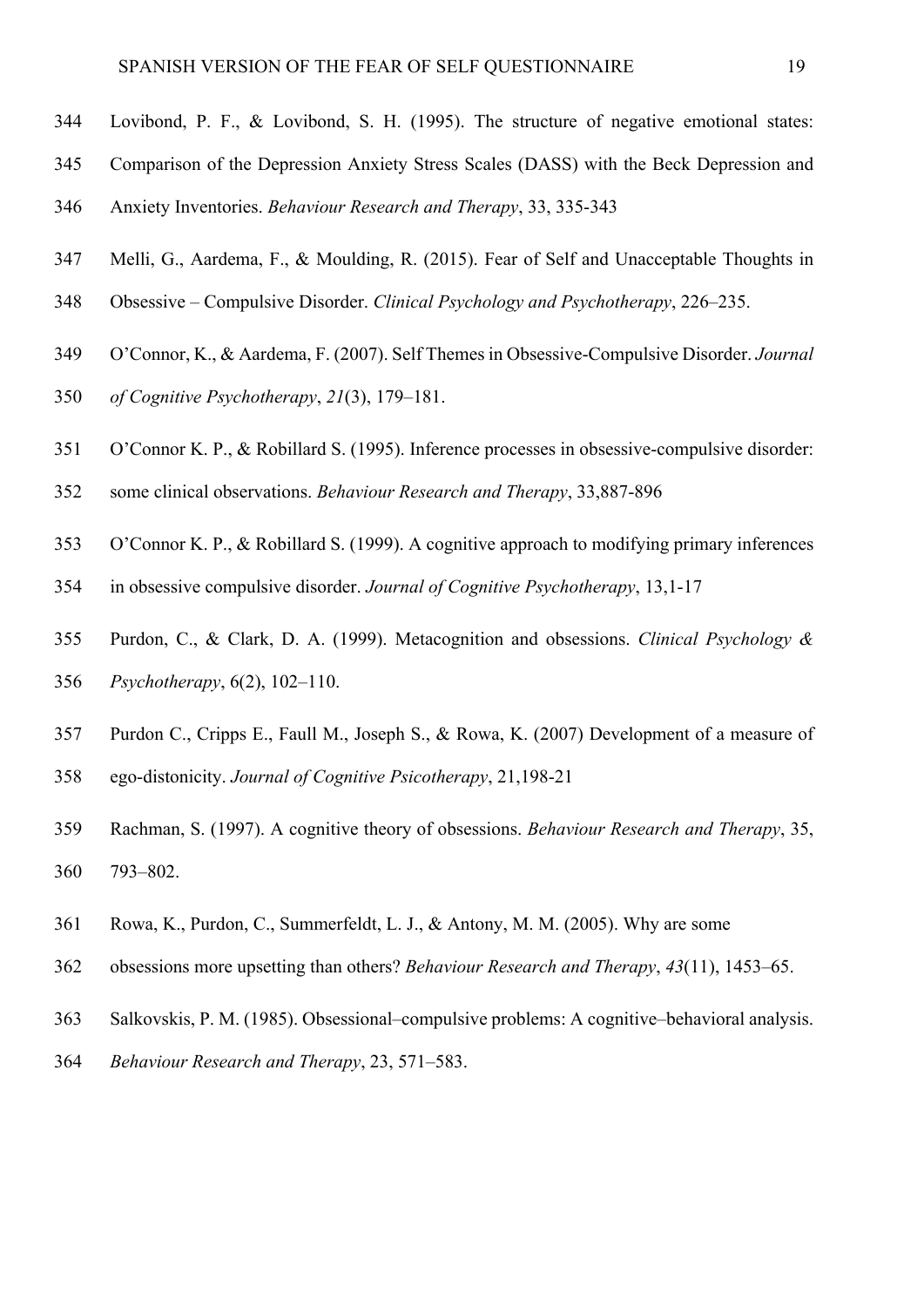Lovibond, P. F., & Lovibond, S. H. (1995). The structure of negative emotional states: Comparison of the Depression Anxiety Stress Scales (DASS) with the Beck Depression and Anxiety Inventories. *Behaviour Research and Therapy*, 33, 335-343

Melli, G., Aardema, F., & Moulding, R. (2015). Fear of Self and Unacceptable Thoughts in Obsessive – Compulsive Disorder. *Clinical Psychology and Psychotherapy*, 226–235.

O'Connor, K., & Aardema, F. (2007). Self Themes in Obsessive-Compulsive Disorder. *Journal of Cognitive Psychotherapy*, *21*(3), 179–181.

O'Connor K. P., & Robillard S. (1995). Inference processes in obsessive-compulsive disorder: some clinical observations. *Behaviour Research and Therapy*, 33,887-896

O'Connor K. P., & Robillard S. (1999). A cognitive approach to modifying primary inferences in obsessive compulsive disorder. *Journal of Cognitive Psychotherapy*, 13,1-17

Purdon, C., & Clark, D. A. (1999). Metacognition and obsessions. *Clinical Psychology & Psychotherapy*, 6(2), 102–110.

Purdon C., Cripps E., Faull M., Joseph S., & Rowa, K. (2007) Development of a measure of ego-distonicity. *Journal of Cognitive Psicotherapy*, 21,198-21

Rachman, S. (1997). A cognitive theory of obsessions. *Behaviour Research and Therapy*, 35, 793–802.

Rowa, K., Purdon, C., Summerfeldt, L. J., & Antony, M. M. (2005). Why are some obsessions more upsetting than others? *Behaviour Research and Therapy*, *43*(11), 1453–65.

Salkovskis, P. M. (1985). Obsessional–compulsive problems: A cognitive–behavioral analysis. *Behaviour Research and Therapy*, 23, 571–583.